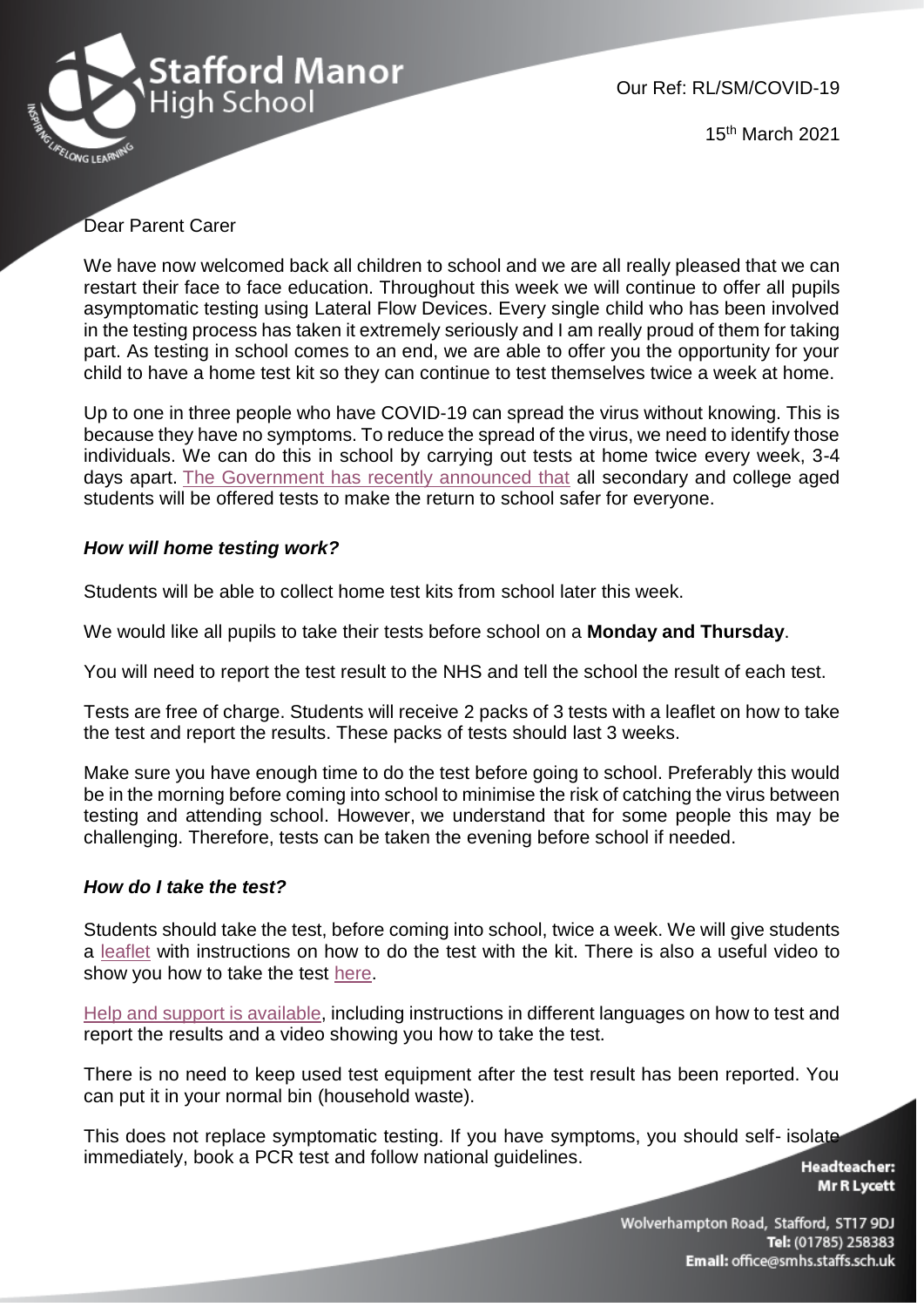Stafford Manor High School

Our Ref: RL/SM/COVID-19

15th March 2021

Dear Parent Carer

We have now welcomed back all children to school and we are all really pleased that we can restart their face to face education. Throughout this week we will continue to offer all pupils asymptomatic testing using Lateral Flow Devices. Every single child who has been involved in the testing process has taken it extremely seriously and I am really proud of them for taking part. As testing in school comes to an end, we are able to offer you the opportunity for your child to have a home test kit so they can continue to test themselves twice a week at home.

Up to one in three people who have COVID-19 can spread the virus without knowing. This is because they have no symptoms. To reduce the spread of the virus, we need to identify those individuals. We can do this in school by carrying out tests at home twice every week, 3-4 days apart. The Government has recently announced that all secondary and college aged students will be offered tests to make the return to school safer for everyone.

### *How will home testing work?*

Students will be able to collect home test kits from school later this week.

We would like all pupils to take their tests before school on a **Monday and Thursday**.

You will need to report the test result to the NHS and tell the school the result of each test.

Tests are free of charge. Students will receive 2 packs of 3 tests with a leaflet on how to take the test and report the results. These packs of tests should last 3 weeks.

Make sure you have enough time to do the test before going to school. Preferably this would be in the morning before coming into school to minimise the risk of catching the virus between testing and attending school. However, we understand that for some people this may be challenging. Therefore, tests can be taken the evening before school if needed.

### *How do I take the test?*

Students should take the test, before coming into school, twice a week. We will give students a leaflet with instructions on how to do the test with the kit. There is also a useful video to show you how to take the test here.

Help and support is available, including instructions in different languages on how to test and report the results and a video showing you how to take the test.

There is no need to keep used test equipment after the test result has been reported. You can put it in your normal bin (household waste).

This does not replace symptomatic testing. If you have symptoms, you should self- isolate immediately, book a PCR test and follow national guidelines.

**Headteacher:**
**Mr R Lycett**

Wolverhampton Road, Stafford, ST17 9DJ
**Tel:** (01785) 258383
**Email:** office@smhs.staffs.sch.uk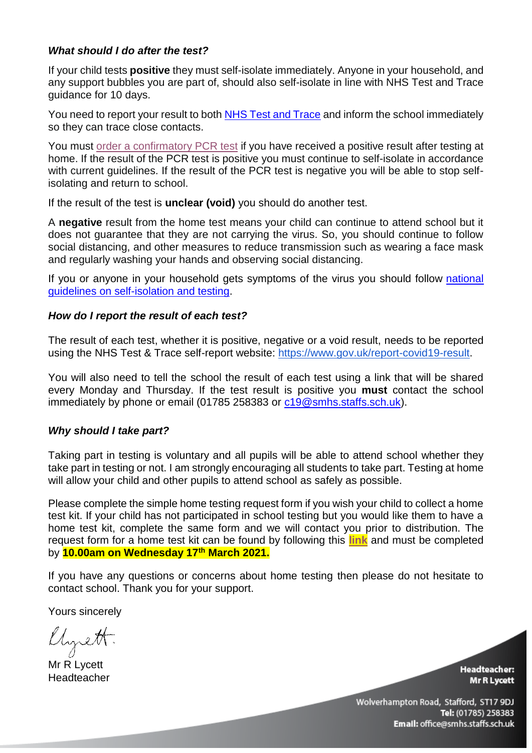***What should I do after the test?***

If your child tests **positive** they must self-isolate immediately. Anyone in your household, and any support bubbles you are part of, should also self-isolate in line with NHS Test and Trace guidance for 10 days.

You need to report your result to both NHS Test and Trace and inform the school immediately so they can trace close contacts.

You must order a confirmatory PCR test if you have received a positive result after testing at home. If the result of the PCR test is positive you must continue to self-isolate in accordance with current guidelines. If the result of the PCR test is negative you will be able to stop self-isolating and return to school.

If the result of the test is **unclear (void)** you should do another test.

A **negative** result from the home test means your child can continue to attend school but it does not guarantee that they are not carrying the virus. So, you should continue to follow social distancing, and other measures to reduce transmission such as wearing a face mask and regularly washing your hands and observing social distancing.

If you or anyone in your household gets symptoms of the virus you should follow national guidelines on self-isolation and testing.

***How do I report the result of each test?***

The result of each test, whether it is positive, negative or a void result, needs to be reported using the NHS Test & Trace self-report website: https://www.gov.uk/report-covid19-result.

You will also need to tell the school the result of each test using a link that will be shared every Monday and Thursday. If the test result is positive you **must** contact the school immediately by phone or email (01785 258383 or c19@smhs.staffs.sch.uk).

***Why should I take part?***

Taking part in testing is voluntary and all pupils will be able to attend school whether they take part in testing or not. I am strongly encouraging all students to take part. Testing at home will allow your child and other pupils to attend school as safely as possible.

Please complete the simple home testing request form if you wish your child to collect a home test kit. If your child has not participated in school testing but you would like them to have a home test kit, complete the same form and we will contact you prior to distribution. The request form for a home test kit can be found by following this **link** and must be completed by **10.00am on Wednesday 17th March 2021.**

If you have any questions or concerns about home testing then please do not hesitate to contact school. Thank you for your support.

Yours sincerely

Mr R Lycett
Headteacher

**Headteacher:** Mr R Lycett

Wolverhampton Road, Stafford, ST17 9DJ
**Tel:** (01785) 258383
**Email:** office@smhs.staffs.sch.uk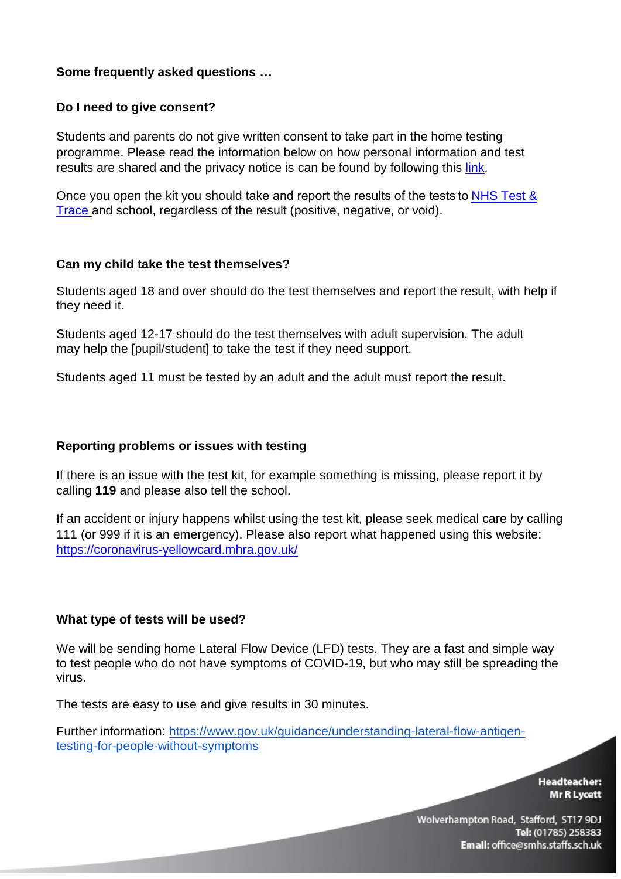**Some frequently asked questions …**

**Do I need to give consent?**

Students and parents do not give written consent to take part in the home testing programme. Please read the information below on how personal information and test results are shared and the privacy notice is can be found by following this link.

Once you open the kit you should take and report the results of the tests to NHS Test & Trace and school, regardless of the result (positive, negative, or void).

**Can my child take the test themselves?**

Students aged 18 and over should do the test themselves and report the result, with help if they need it.

Students aged 12-17 should do the test themselves with adult supervision. The adult may help the [pupil/student] to take the test if they need support.

Students aged 11 must be tested by an adult and the adult must report the result.

**Reporting problems or issues with testing**

If there is an issue with the test kit, for example something is missing, please report it by calling **119** and please also tell the school.

If an accident or injury happens whilst using the test kit, please seek medical care by calling 111 (or 999 if it is an emergency). Please also report what happened using this website: https://coronavirus-yellowcard.mhra.gov.uk/

**What type of tests will be used?**

We will be sending home Lateral Flow Device (LFD) tests. They are a fast and simple way to test people who do not have symptoms of COVID-19, but who may still be spreading the virus.

The tests are easy to use and give results in 30 minutes.

Further information: https://www.gov.uk/guidance/understanding-lateral-flow-antigen-testing-for-people-without-symptoms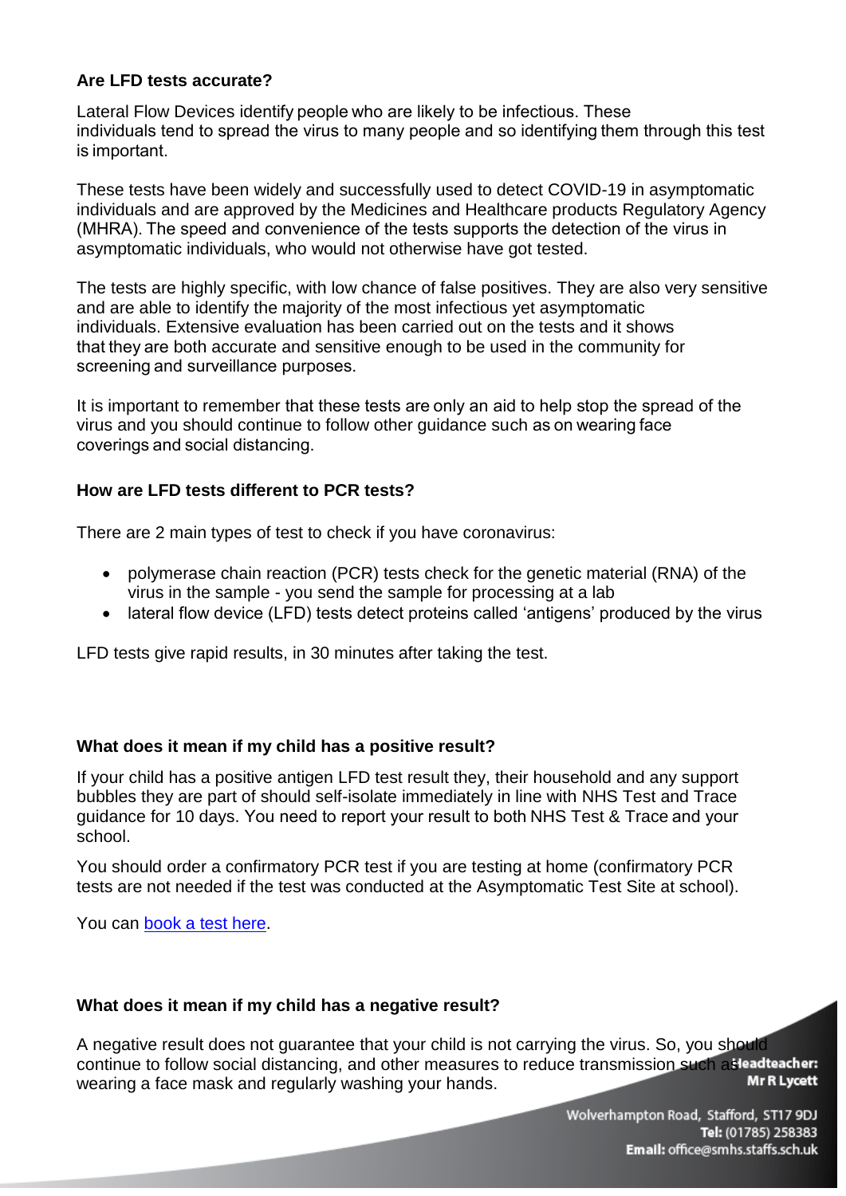**Are LFD tests accurate?**

Lateral Flow Devices identify people who are likely to be infectious. These individuals tend to spread the virus to many people and so identifying them through this test is important.

These tests have been widely and successfully used to detect COVID-19 in asymptomatic individuals and are approved by the Medicines and Healthcare products Regulatory Agency (MHRA). The speed and convenience of the tests supports the detection of the virus in asymptomatic individuals, who would not otherwise have got tested.

The tests are highly specific, with low chance of false positives. They are also very sensitive and are able to identify the majority of the most infectious yet asymptomatic individuals. Extensive evaluation has been carried out on the tests and it shows that they are both accurate and sensitive enough to be used in the community for screening and surveillance purposes.

It is important to remember that these tests are only an aid to help stop the spread of the virus and you should continue to follow other guidance such as on wearing face coverings and social distancing.

**How are LFD tests different to PCR tests?**

There are 2 main types of test to check if you have coronavirus:

- polymerase chain reaction (PCR) tests check for the genetic material (RNA) of the virus in the sample - you send the sample for processing at a lab
- lateral flow device (LFD) tests detect proteins called 'antigens' produced by the virus

LFD tests give rapid results, in 30 minutes after taking the test.

**What does it mean if my child has a positive result?**

If your child has a positive antigen LFD test result they, their household and any support bubbles they are part of should self-isolate immediately in line with NHS Test and Trace guidance for 10 days. You need to report your result to both NHS Test & Trace and your school.

You should order a confirmatory PCR test if you are testing at home (confirmatory PCR tests are not needed if the test was conducted at the Asymptomatic Test Site at school).

You can book a test here.

**What does it mean if my child has a negative result?**

A negative result does not guarantee that your child is not carrying the virus. So, you should continue to follow social distancing, and other measures to reduce transmission such as wearing a face mask and regularly washing your hands.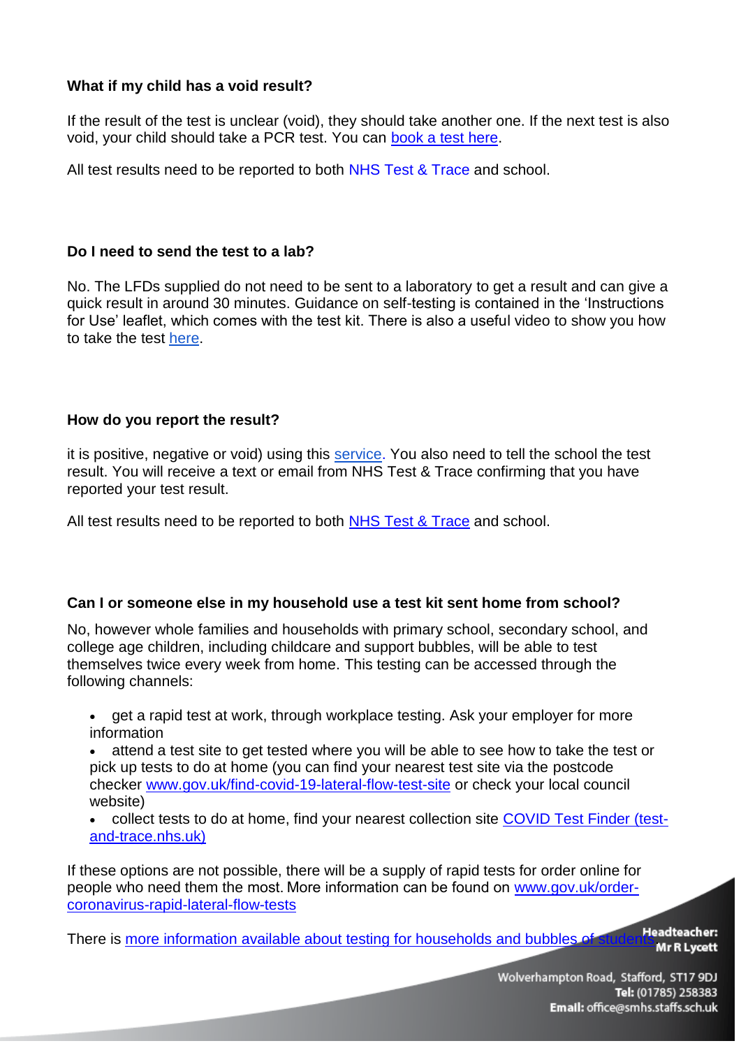**What if my child has a void result?**

If the result of the test is unclear (void), they should take another one. If the next test is also void, your child should take a PCR test. You can book a test here.

All test results need to be reported to both NHS Test & Trace and school.

**Do I need to send the test to a lab?**

No. The LFDs supplied do not need to be sent to a laboratory to get a result and can give a quick result in around 30 minutes. Guidance on self-testing is contained in the 'Instructions for Use' leaflet, which comes with the test kit. There is also a useful video to show you how to take the test here.

**How do you report the result?**

it is positive, negative or void) using this service. You also need to tell the school the test result. You will receive a text or email from NHS Test & Trace confirming that you have reported your test result.

All test results need to be reported to both NHS Test & Trace and school.

**Can I or someone else in my household use a test kit sent home from school?**

No, however whole families and households with primary school, secondary school, and college age children, including childcare and support bubbles, will be able to test themselves twice every week from home. This testing can be accessed through the following channels:

- get a rapid test at work, through workplace testing. Ask your employer for more information
- attend a test site to get tested where you will be able to see how to take the test or pick up tests to do at home (you can find your nearest test site via the postcode checker www.gov.uk/find-covid-19-lateral-flow-test-site or check your local council website)
- collect tests to do at home, find your nearest collection site COVID Test Finder (test-and-trace.nhs.uk)

If these options are not possible, there will be a supply of rapid tests for order online for people who need them the most. More information can be found on www.gov.uk/order-coronavirus-rapid-lateral-flow-tests

There is more information available about testing for households and bubbles of students

**Headteacher:** Mr R Lycett

Wolverhampton Road, Stafford, ST17 9DJ
**Tel:** (01785) 258383
**Email:** office@smhs.staffs.sch.uk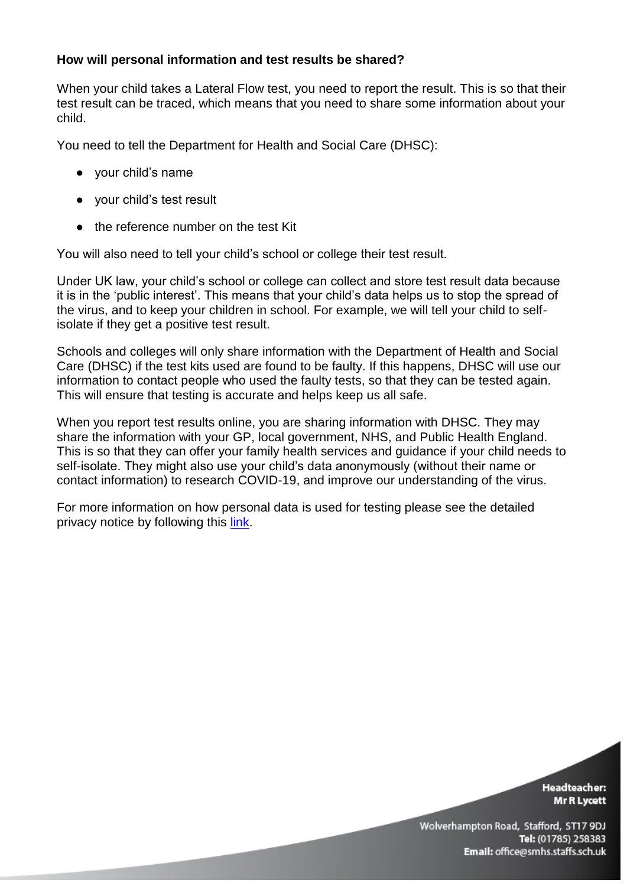**How will personal information and test results be shared?**

When your child takes a Lateral Flow test, you need to report the result. This is so that their test result can be traced, which means that you need to share some information about your child.

You need to tell the Department for Health and Social Care (DHSC):

- your child's name
- your child's test result
- the reference number on the test Kit

You will also need to tell your child's school or college their test result.

Under UK law, your child's school or college can collect and store test result data because it is in the 'public interest'. This means that your child's data helps us to stop the spread of the virus, and to keep your children in school. For example, we will tell your child to self-isolate if they get a positive test result.

Schools and colleges will only share information with the Department of Health and Social Care (DHSC) if the test kits used are found to be faulty. If this happens, DHSC will use our information to contact people who used the faulty tests, so that they can be tested again. This will ensure that testing is accurate and helps keep us all safe.

When you report test results online, you are sharing information with DHSC. They may share the information with your GP, local government, NHS, and Public Health England. This is so that they can offer your family health services and guidance if your child needs to self-isolate. They might also use your child's data anonymously (without their name or contact information) to research COVID-19, and improve our understanding of the virus.

For more information on how personal data is used for testing please see the detailed privacy notice by following this link.